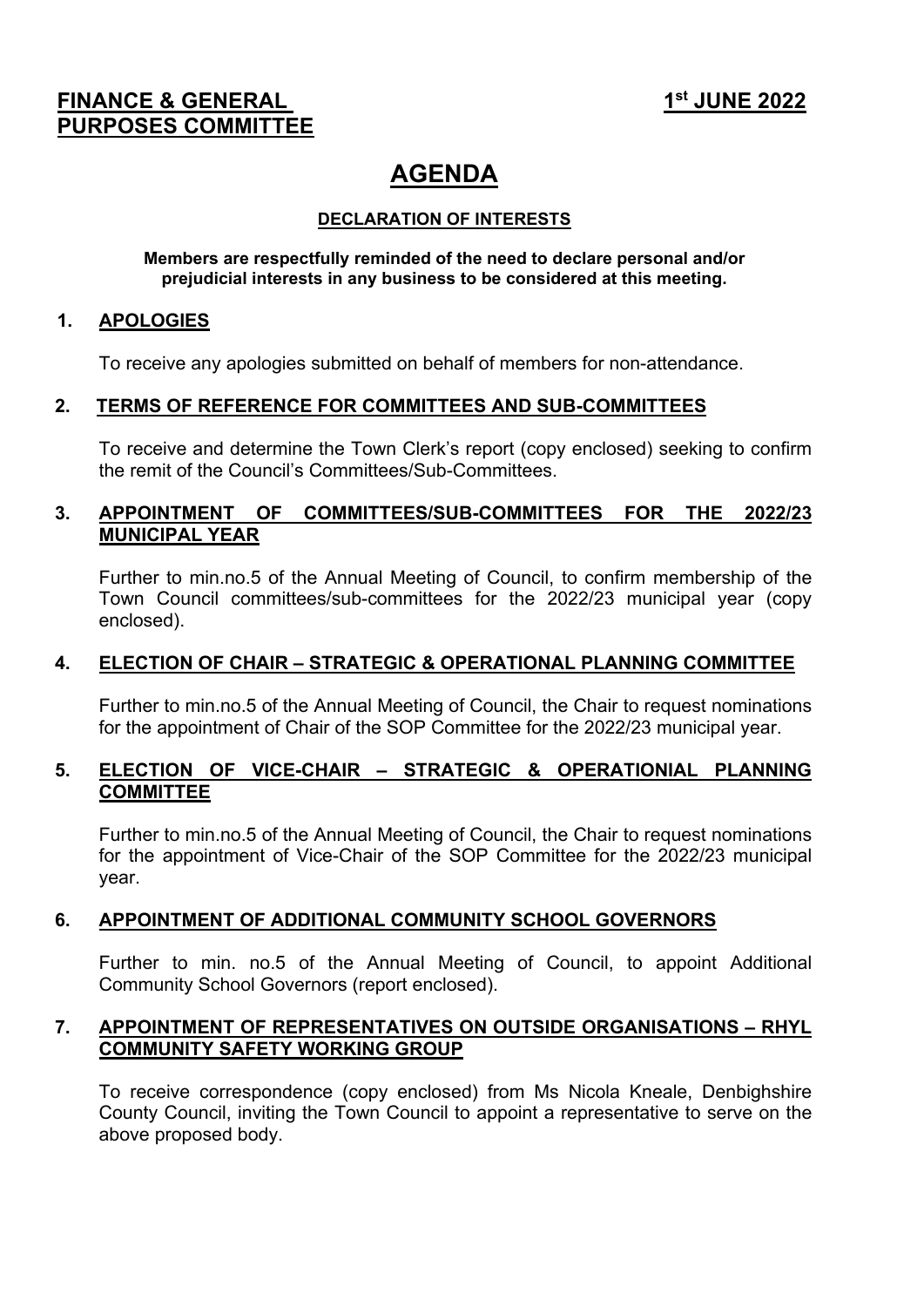**FINANCE & GENERAL PURPOSES COMMITTEE**

**1st JUNE 2022**

# AGENDA

**DECLARATION OF INTERESTS**

**Members are respectfully reminded of the need to declare personal and/or prejudicial interests in any business to be considered at this meeting.**

## 1. APOLOGIES

To receive any apologies submitted on behalf of members for non-attendance.

## 2. TERMS OF REFERENCE FOR COMMITTEES AND SUB-COMMITTEES

To receive and determine the Town Clerk's report (copy enclosed) seeking to confirm the remit of the Council's Committees/Sub-Committees.

## 3. APPOINTMENT OF COMMITTEES/SUB-COMMITTEES FOR THE 2022/23 MUNICIPAL YEAR

Further to min.no.5 of the Annual Meeting of Council, to confirm membership of the Town Council committees/sub-committees for the 2022/23 municipal year (copy enclosed).

## 4. ELECTION OF CHAIR – STRATEGIC & OPERATIONAL PLANNING COMMITTEE

Further to min.no.5 of the Annual Meeting of Council, the Chair to request nominations for the appointment of Chair of the SOP Committee for the 2022/23 municipal year.

## 5. ELECTION OF VICE-CHAIR – STRATEGIC & OPERATIONIAL PLANNING COMMITTEE

Further to min.no.5 of the Annual Meeting of Council, the Chair to request nominations for the appointment of Vice-Chair of the SOP Committee for the 2022/23 municipal year.

## 6. APPOINTMENT OF ADDITIONAL COMMUNITY SCHOOL GOVERNORS

Further to min. no.5 of the Annual Meeting of Council, to appoint Additional Community School Governors (report enclosed).

## 7. APPOINTMENT OF REPRESENTATIVES ON OUTSIDE ORGANISATIONS – RHYL COMMUNITY SAFETY WORKING GROUP

To receive correspondence (copy enclosed) from Ms Nicola Kneale, Denbighshire County Council, inviting the Town Council to appoint a representative to serve on the above proposed body.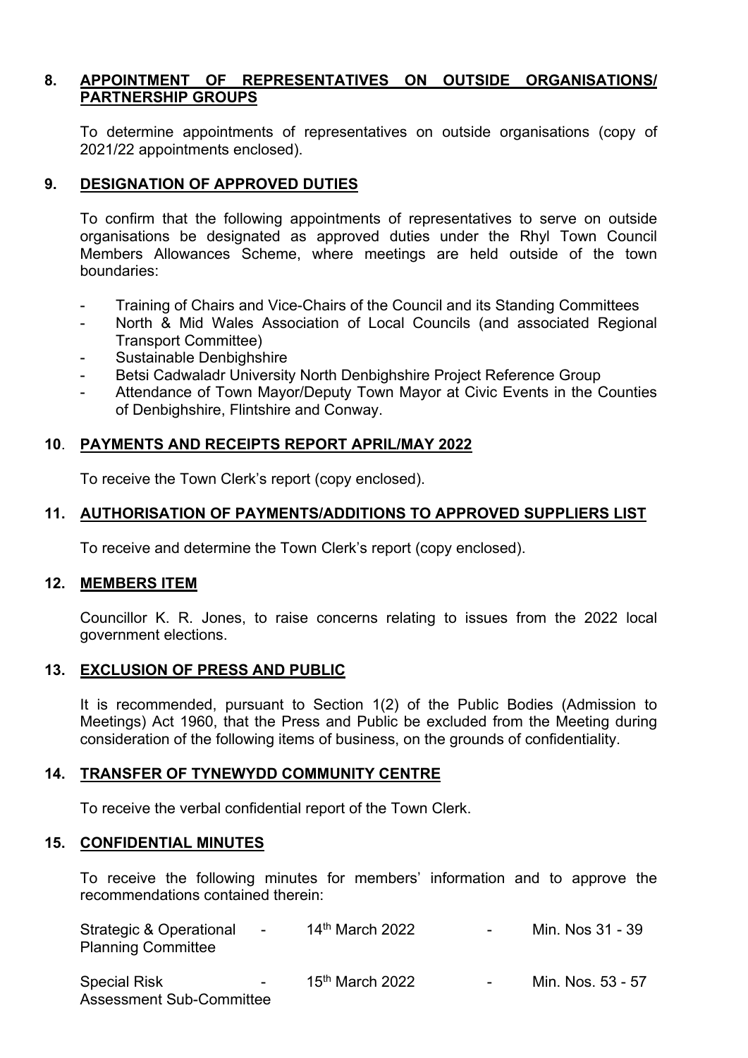**8. APPOINTMENT OF REPRESENTATIVES ON OUTSIDE ORGANISATIONS/ PARTNERSHIP GROUPS**

To determine appointments of representatives on outside organisations (copy of 2021/22 appointments enclosed).

**9. DESIGNATION OF APPROVED DUTIES**

To confirm that the following appointments of representatives to serve on outside organisations be designated as approved duties under the Rhyl Town Council Members Allowances Scheme, where meetings are held outside of the town boundaries:

- Training of Chairs and Vice-Chairs of the Council and its Standing Committees
- North & Mid Wales Association of Local Councils (and associated Regional Transport Committee)
- Sustainable Denbighshire
- Betsi Cadwaladr University North Denbighshire Project Reference Group
- Attendance of Town Mayor/Deputy Town Mayor at Civic Events in the Counties of Denbighshire, Flintshire and Conway.

**10. PAYMENTS AND RECEIPTS REPORT APRIL/MAY 2022**

To receive the Town Clerk's report (copy enclosed).

**11. AUTHORISATION OF PAYMENTS/ADDITIONS TO APPROVED SUPPLIERS LIST**

To receive and determine the Town Clerk's report (copy enclosed).

**12. MEMBERS ITEM**

Councillor K. R. Jones, to raise concerns relating to issues from the 2022 local government elections.

**13. EXCLUSION OF PRESS AND PUBLIC**

It is recommended, pursuant to Section 1(2) of the Public Bodies (Admission to Meetings) Act 1960, that the Press and Public be excluded from the Meeting during consideration of the following items of business, on the grounds of confidentiality.

**14. TRANSFER OF TYNEWYDD COMMUNITY CENTRE**

To receive the verbal confidential report of the Town Clerk.

**15. CONFIDENTIAL MINUTES**

To receive the following minutes for members' information and to approve the recommendations contained therein:

| | | | | |
|---|---|---|---|---|
| Strategic & Operational Planning Committee | - | 14th March 2022 | - | Min. Nos 31 - 39 |
| Special Risk Assessment Sub-Committee | - | 15th March 2022 | - | Min. Nos. 53 - 57 |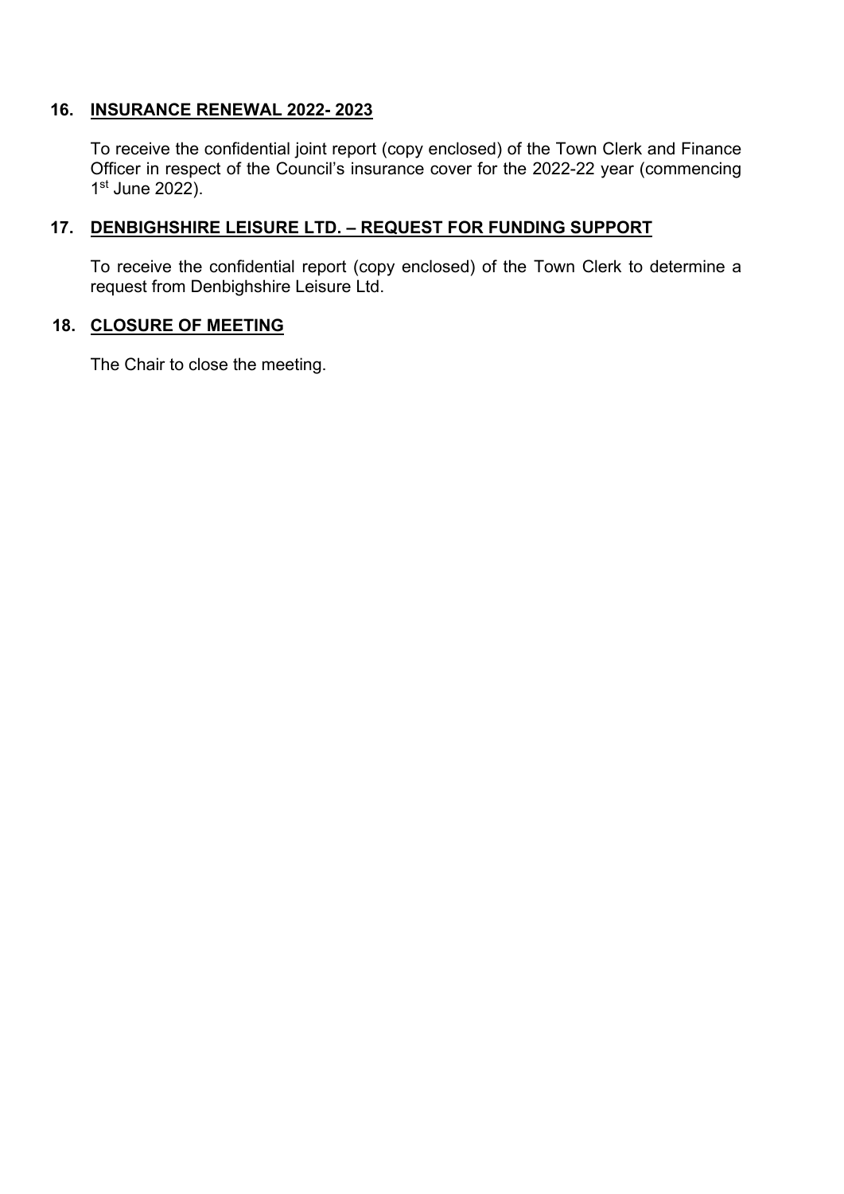**16. INSURANCE RENEWAL 2022- 2023**

To receive the confidential joint report (copy enclosed) of the Town Clerk and Finance Officer in respect of the Council's insurance cover for the 2022-22 year (commencing 1st June 2022).

**17. DENBIGHSHIRE LEISURE LTD. – REQUEST FOR FUNDING SUPPORT**

To receive the confidential report (copy enclosed) of the Town Clerk to determine a request from Denbighshire Leisure Ltd.

**18. CLOSURE OF MEETING**

The Chair to close the meeting.